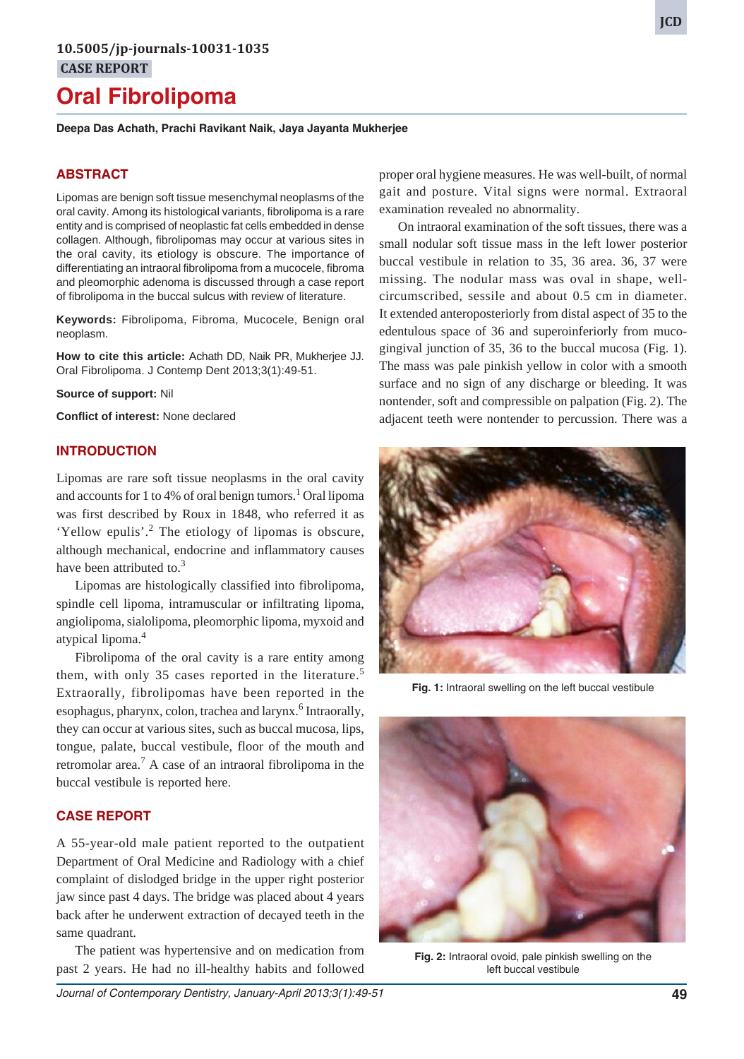10.5005/jp-journals-10031-1035

CASE REPORT

# Oral Fibrolipoma

**Deepa Das Achath, Prachi Ravikant Naik, Jaya Jayanta Mukherjee**

## ABSTRACT

Lipomas are benign soft tissue mesenchymal neoplasms of the oral cavity. Among its histological variants, fibrolipoma is a rare entity and is comprised of neoplastic fat cells embedded in dense collagen. Although, fibrolipomas may occur at various sites in the oral cavity, its etiology is obscure. The importance of differentiating an intraoral fibrolipoma from a mucocele, fibroma and pleomorphic adenoma is discussed through a case report of fibrolipoma in the buccal sulcus with review of literature.

**Keywords:** Fibrolipoma, Fibroma, Mucocele, Benign oral neoplasm.

**How to cite this article:** Achath DD, Naik PR, Mukherjee JJ. Oral Fibrolipoma. J Contemp Dent 2013;3(1):49-51.

**Source of support:** Nil

**Conflict of interest:** None declared

## INTRODUCTION

Lipomas are rare soft tissue neoplasms in the oral cavity and accounts for 1 to 4% of oral benign tumors.[1] Oral lipoma was first described by Roux in 1848, who referred it as 'Yellow epulis'.[2] The etiology of lipomas is obscure, although mechanical, endocrine and inflammatory causes have been attributed to.[3]

Lipomas are histologically classified into fibrolipoma, spindle cell lipoma, intramuscular or infiltrating lipoma, angiolipoma, sialolipoma, pleomorphic lipoma, myxoid and atypical lipoma.[4]

Fibrolipoma of the oral cavity is a rare entity among them, with only 35 cases reported in the literature.[5] Extraorally, fibrolipomas have been reported in the esophagus, pharynx, colon, trachea and larynx.[6] Intraorally, they can occur at various sites, such as buccal mucosa, lips, tongue, palate, buccal vestibule, floor of the mouth and retromolar area.[7] A case of an intraoral fibrolipoma in the buccal vestibule is reported here.

## CASE REPORT

A 55-year-old male patient reported to the outpatient Department of Oral Medicine and Radiology with a chief complaint of dislodged bridge in the upper right posterior jaw since past 4 days. The bridge was placed about 4 years back after he underwent extraction of decayed teeth in the same quadrant.

The patient was hypertensive and on medication from past 2 years. He had no ill-healthy habits and followed proper oral hygiene measures. He was well-built, of normal gait and posture. Vital signs were normal. Extraoral examination revealed no abnormality.

On intraoral examination of the soft tissues, there was a small nodular soft tissue mass in the left lower posterior buccal vestibule in relation to 35, 36 area. 36, 37 were missing. The nodular mass was oval in shape, well-circumscribed, sessile and about 0.5 cm in diameter. It extended anteroposteriorly from distal aspect of 35 to the edentulous space of 36 and superoinferiorly from mucogingival junction of 35, 36 to the buccal mucosa (Fig. 1). The mass was pale pinkish yellow in color with a smooth surface and no sign of any discharge or bleeding. It was nontender, soft and compressible on palpation (Fig. 2). The adjacent teeth were nontender to percussion. There was a

**Fig. 1:** Intraoral swelling on the left buccal vestibule

**Fig. 2:** Intraoral ovoid, pale pinkish swelling on the left buccal vestibule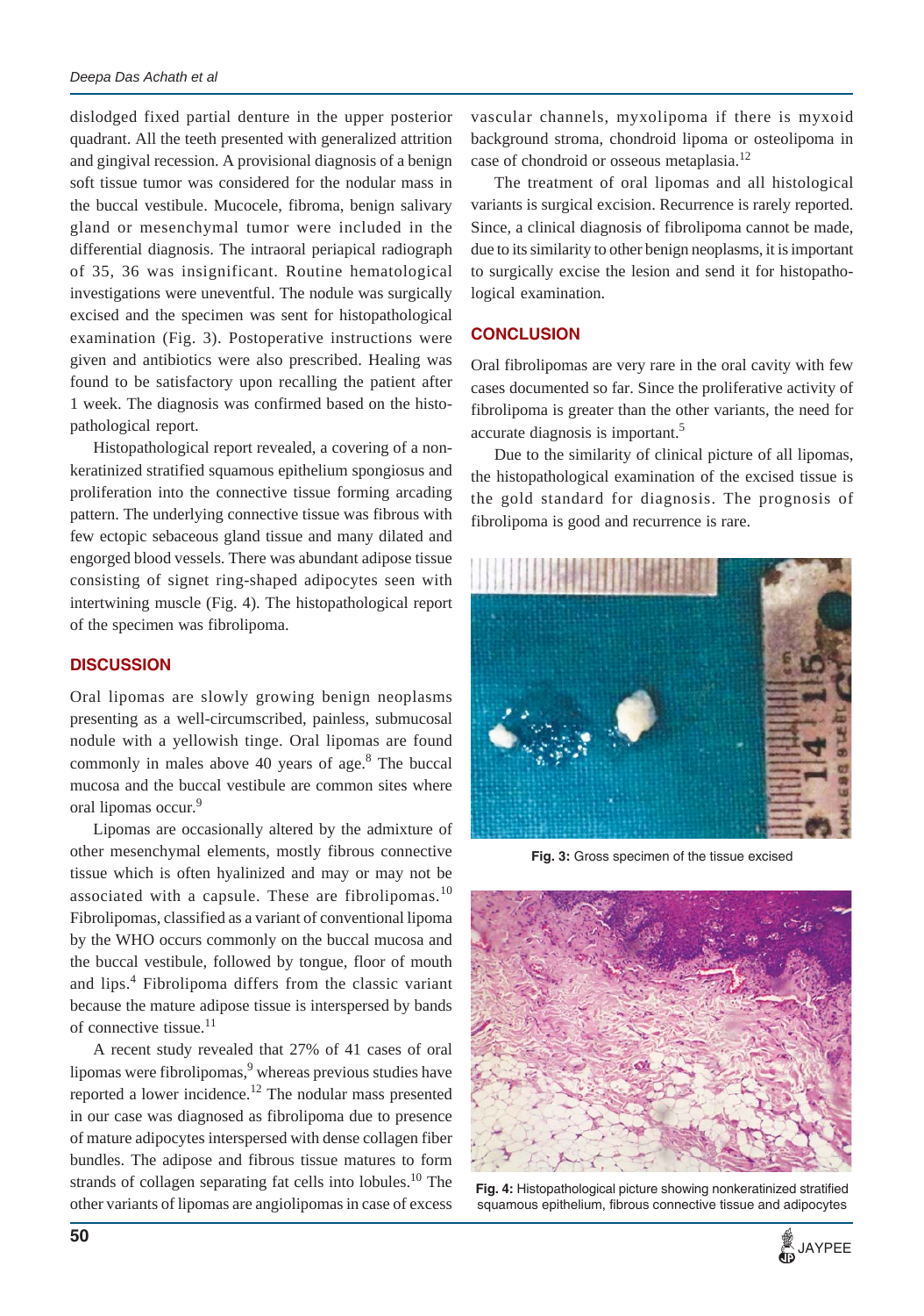dislodged fixed partial denture in the upper posterior quadrant. All the teeth presented with generalized attrition and gingival recession. A provisional diagnosis of a benign soft tissue tumor was considered for the nodular mass in the buccal vestibule. Mucocele, fibroma, benign salivary gland or mesenchymal tumor were included in the differential diagnosis. The intraoral periapical radiograph of 35, 36 was insignificant. Routine hematological investigations were uneventful. The nodule was surgically excised and the specimen was sent for histopathological examination (Fig. 3). Postoperative instructions were given and antibiotics were also prescribed. Healing was found to be satisfactory upon recalling the patient after 1 week. The diagnosis was confirmed based on the histopathological report.

Histopathological report revealed, a covering of a nonkeratinized stratified squamous epithelium spongiosus and proliferation into the connective tissue forming arcading pattern. The underlying connective tissue was fibrous with few ectopic sebaceous gland tissue and many dilated and engorged blood vessels. There was abundant adipose tissue consisting of signet ring-shaped adipocytes seen with intertwining muscle (Fig. 4). The histopathological report of the specimen was fibrolipoma.

## DISCUSSION

Oral lipomas are slowly growing benign neoplasms presenting as a well-circumscribed, painless, submucosal nodule with a yellowish tinge. Oral lipomas are found commonly in males above 40 years of age.[8] The buccal mucosa and the buccal vestibule are common sites where oral lipomas occur.[9]

Lipomas are occasionally altered by the admixture of other mesenchymal elements, mostly fibrous connective tissue which is often hyalinized and may or may not be associated with a capsule. These are fibrolipomas.[10] Fibrolipomas, classified as a variant of conventional lipoma by the WHO occurs commonly on the buccal mucosa and the buccal vestibule, followed by tongue, floor of mouth and lips.[4] Fibrolipoma differs from the classic variant because the mature adipose tissue is interspersed by bands of connective tissue.[11]

A recent study revealed that 27% of 41 cases of oral lipomas were fibrolipomas,[9] whereas previous studies have reported a lower incidence.[12] The nodular mass presented in our case was diagnosed as fibrolipoma due to presence of mature adipocytes interspersed with dense collagen fiber bundles. The adipose and fibrous tissue matures to form strands of collagen separating fat cells into lobules.[10] The other variants of lipomas are angiolipomas in case of excess vascular channels, myxolipoma if there is myxoid background stroma, chondroid lipoma or osteolipoma in case of chondroid or osseous metaplasia.[12]

The treatment of oral lipomas and all histological variants is surgical excision. Recurrence is rarely reported. Since, a clinical diagnosis of fibrolipoma cannot be made, due to its similarity to other benign neoplasms, it is important to surgically excise the lesion and send it for histopathological examination.

## CONCLUSION

Oral fibrolipomas are very rare in the oral cavity with few cases documented so far. Since the proliferative activity of fibrolipoma is greater than the other variants, the need for accurate diagnosis is important.[5]

Due to the similarity of clinical picture of all lipomas, the histopathological examination of the excised tissue is the gold standard for diagnosis. The prognosis of fibrolipoma is good and recurrence is rare.

**Fig. 3:** Gross specimen of the tissue excised

**Fig. 4:** Histopathological picture showing nonkeratinized stratified squamous epithelium, fibrous connective tissue and adipocytes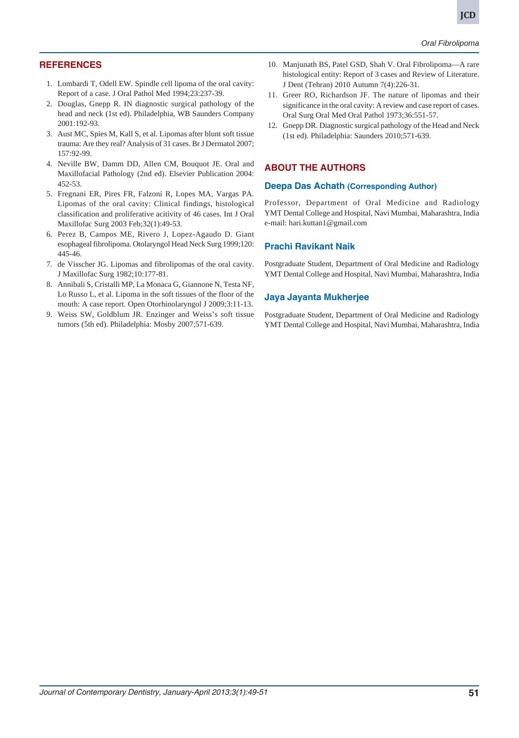## REFERENCES

1. Lombardi T, Odell EW. Spindle cell lipoma of the oral cavity: Report of a case. J Oral Pathol Med 1994;23:237-39.
2. Douglas, Gnepp R. IN diagnostic surgical pathology of the head and neck (1st ed). Philadelphia, WB Saunders Company 2001:192-93.
3. Aust MC, Spies M, Kall S, et al. Lipomas after blunt soft tissue trauma: Are they real? Analysis of 31 cases. Br J Dermatol 2007; 157:92-99.
4. Neville BW, Damm DD, Allen CM, Bouquot JE. Oral and Maxillofacial Pathology (2nd ed). Elsevier Publication 2004: 452-53.
5. Fregnani ER, Pires FR, Falzoni R, Lopes MA, Vargas PA. Lipomas of the oral cavity: Clinical findings, histological classification and proliferative acitivity of 46 cases. Int J Oral Maxillofac Surg 2003 Feb;32(1):49-53.
6. Perez B, Campos ME, Rivero J, Lopez-Agaudo D. Giant esophageal fibrolipoma. Otolaryngol Head Neck Surg 1999;120: 445-46.
7. de Visscher JG. Lipomas and fibrolipomas of the oral cavity. J Maxillofac Surg 1982;10:177-81.
8. Annibali S, Cristalli MP, La Monaca G, Giannone N, Testa NF, Lo Russo L, et al. Lipoma in the soft tissues of the floor of the mouth: A case report. Open Otorhinolaryngol J 2009;3:11-13.
9. Weiss SW, Goldblum JR. Enzinger and Weiss's soft tissue tumors (5th ed). Philadelphia: Mosby 2007;571-639.
10. Manjunath BS, Patel GSD, Shah V. Oral Fibrolipoma—A rare histological entity: Report of 3 cases and Review of Literature. J Dent (Tehran) 2010 Autumn 7(4):226-31.
11. Greer RO, Richardson JF. The nature of lipomas and their significance in the oral cavity: A review and case report of cases. Oral Surg Oral Med Oral Pathol 1973;36:551-57.
12. Gnepp DR. Diagnostic surgical pathology of the Head and Neck (1st ed). Philadelphia: Saunders 2010;571-639.

## ABOUT THE AUTHORS

### Deepa Das Achath (Corresponding Author)

Professor, Department of Oral Medicine and Radiology YMT Dental College and Hospital, Navi Mumbai, Maharashtra, India
e-mail: hari.kuttan1@gmail.com

### Prachi Ravikant Naik

Postgraduate Student, Department of Oral Medicine and Radiology YMT Dental College and Hospital, Navi Mumbai, Maharashtra, India

### Jaya Jayanta Mukherjee

Postgraduate Student, Department of Oral Medicine and Radiology YMT Dental College and Hospital, Navi Mumbai, Maharashtra, India